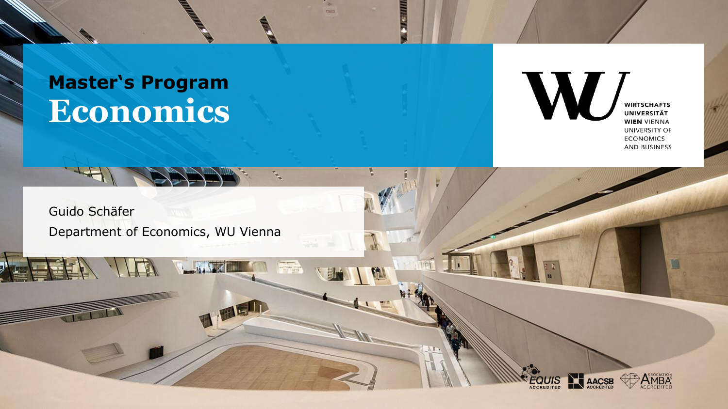# Master‘s Program Economics

WIRTSCHAFTS UNIVERSITÄT WIEN VIENNA UNIVERSITY OF ECONOMICS AND BUSINESS

Guido Schäfer

Department of Economics, WU Vienna

EQUIS ACCREDITED · AACSB ACCREDITED · ASSOCIATION AMBA ACCREDITED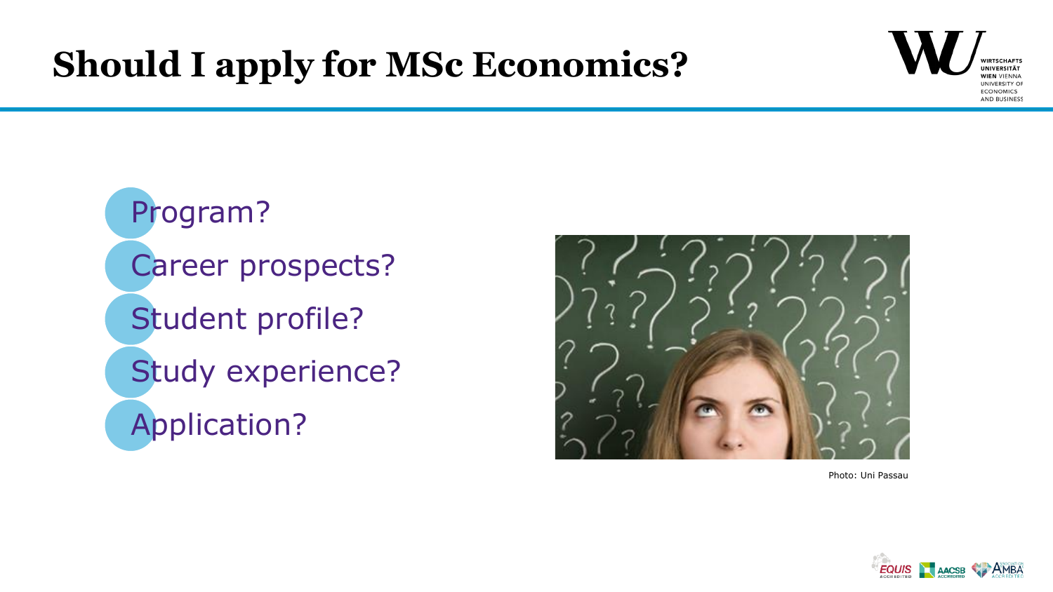# Should I apply for MSc Economics?

- Program?
- Career prospects?
- Student profile?
- Study experience?
- Application?

Photo: Uni Passau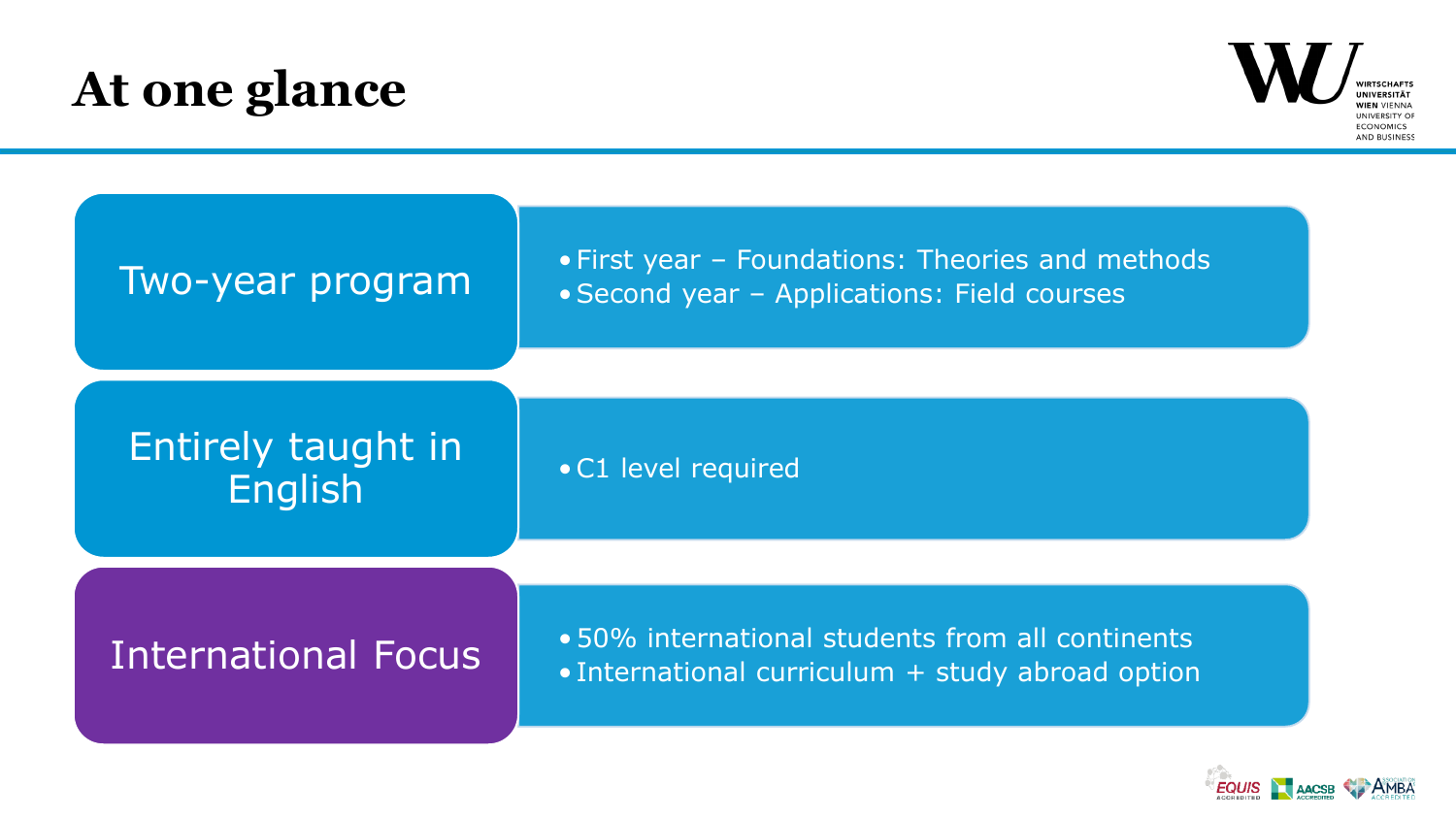# At one glance

## Two-year program

- First year – Foundations: Theories and methods
- Second year – Applications: Field courses

## Entirely taught in English

- C1 level required

## International Focus

- 50% international students from all continents
- International curriculum + study abroad option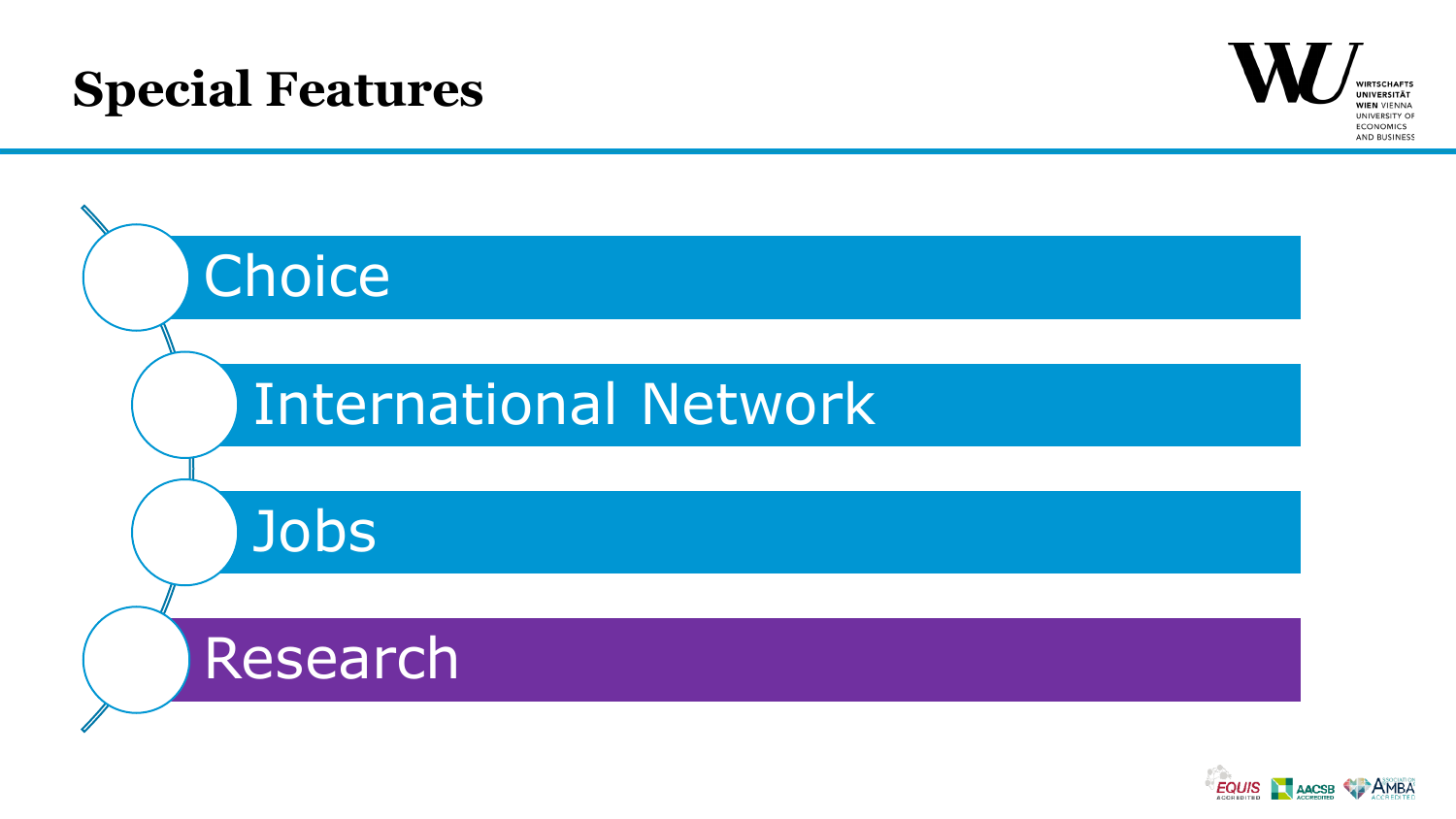# Special Features

- Choice
- International Network
- Jobs
- Research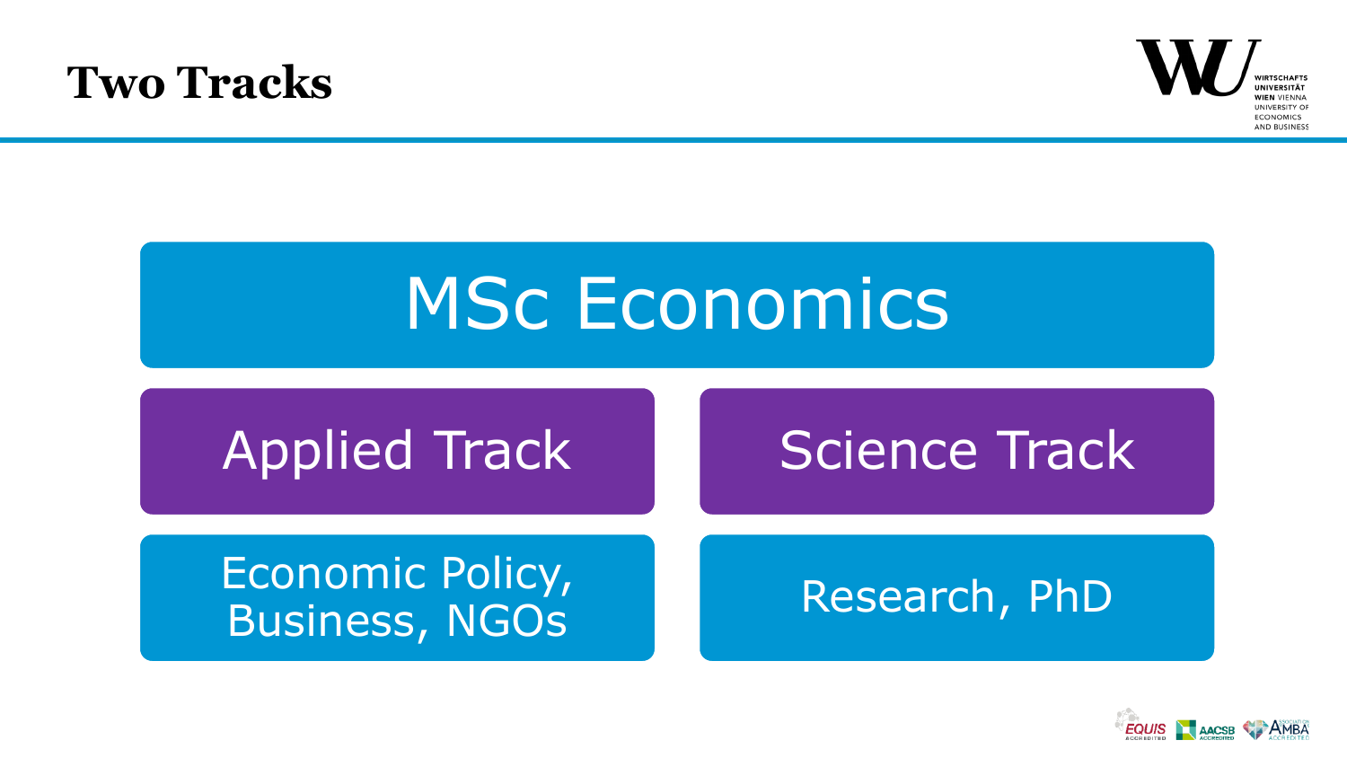# Two Tracks

## MSc Economics

| Applied Track | Science Track |
| --- | --- |
| Economic Policy, Business, NGOs | Research, PhD |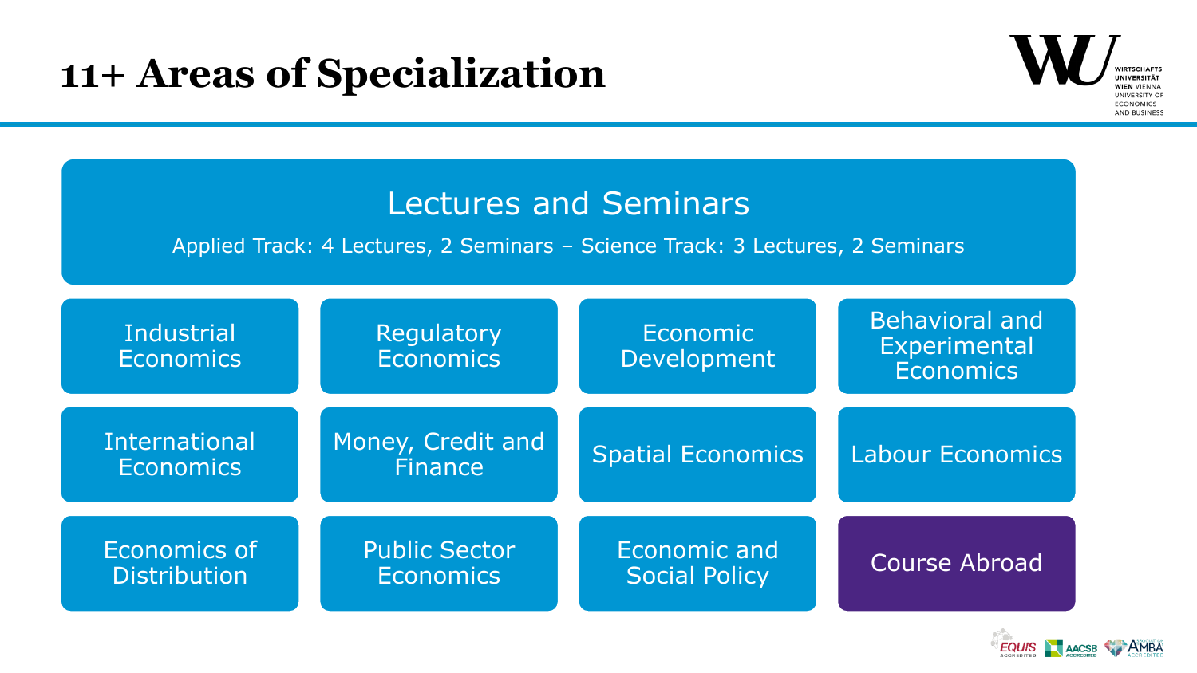# 11+ Areas of Specialization

## Lectures and Seminars

Applied Track: 4 Lectures, 2 Seminars – Science Track: 3 Lectures, 2 Seminars

- Industrial Economics
- Regulatory Economics
- Economic Development
- Behavioral and Experimental Economics
- International Economics
- Money, Credit and Finance
- Spatial Economics
- Labour Economics
- Economics of Distribution
- Public Sector Economics
- Economic and Social Policy
- Course Abroad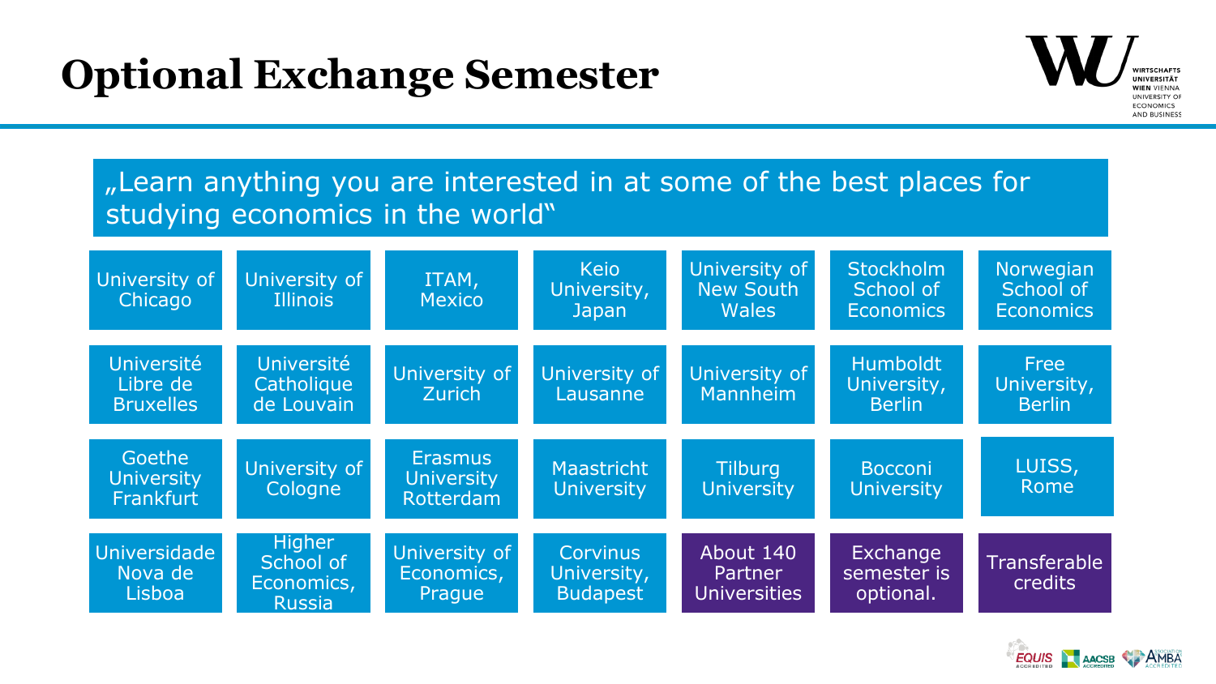# Optional Exchange Semester

„Learn anything you are interested in at some of the best places for studying economics in the world"

| | | | | | | |
|---|---|---|---|---|---|---|
| University of Chicago | University of Illinois | ITAM, Mexico | Keio University, Japan | University of New South Wales | Stockholm School of Economics | Norwegian School of Economics |
| Université Libre de Bruxelles | Université Catholique de Louvain | University of Zurich | University of Lausanne | University of Mannheim | Humboldt University, Berlin | Free University, Berlin |
| Goethe University Frankfurt | University of Cologne | Erasmus University Rotterdam | Maastricht University | Tilburg University | Bocconi University | LUISS, Rome |
| Universidade Nova de Lisboa | Higher School of Economics, Russia | University of Economics, Prague | Corvinus University, Budapest | About 140 Partner Universities | Exchange semester is optional. | Transferable credits |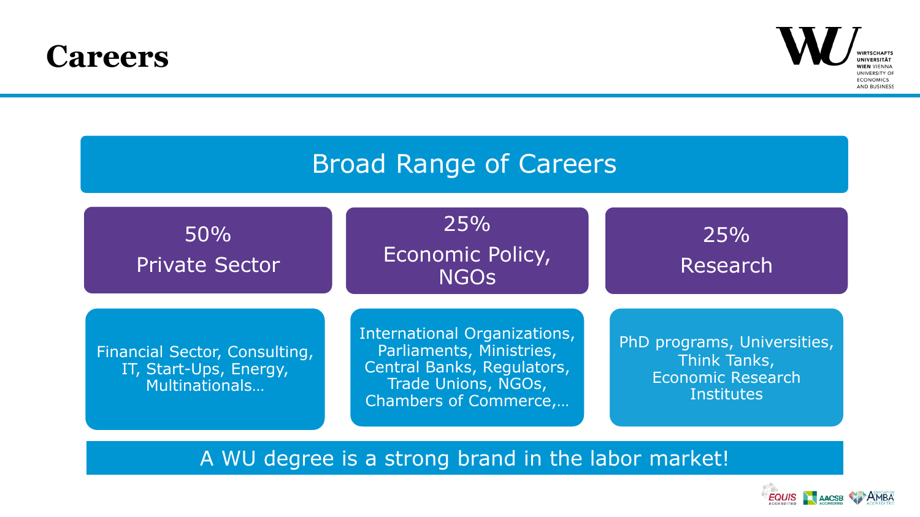# Careers

## Broad Range of Careers

| 50% Private Sector | 25% Economic Policy, NGOs | 25% Research |
|---|---|---|
| Financial Sector, Consulting, IT, Start-Ups, Energy, Multinationals… | International Organizations, Parliaments, Ministries, Central Banks, Regulators, Trade Unions, NGOs, Chambers of Commerce,… | PhD programs, Universities, Think Tanks, Economic Research Institutes |

A WU degree is a strong brand in the labor market!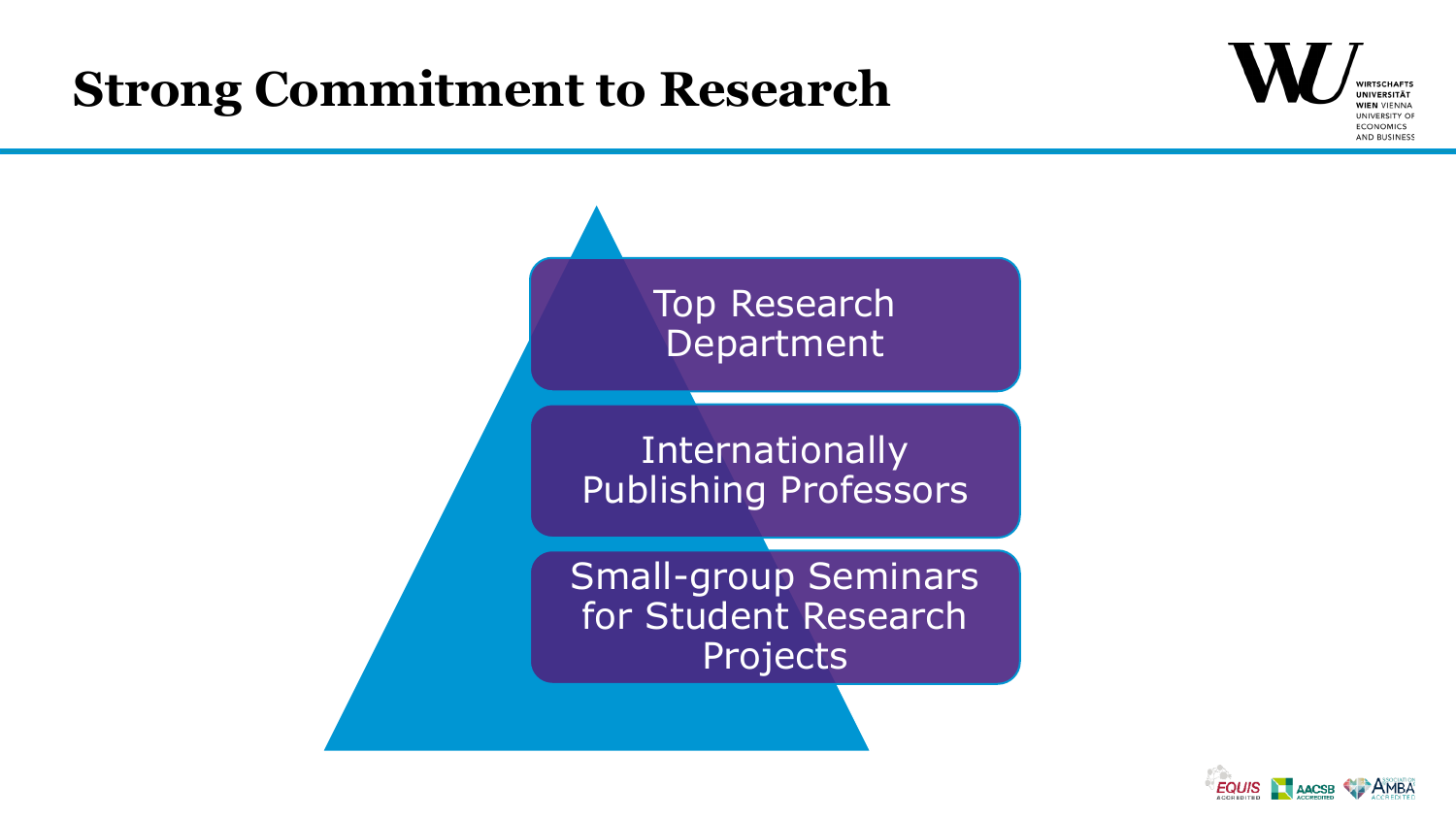# Strong Commitment to Research

- Top Research Department
- Internationally Publishing Professors
- Small-group Seminars for Student Research Projects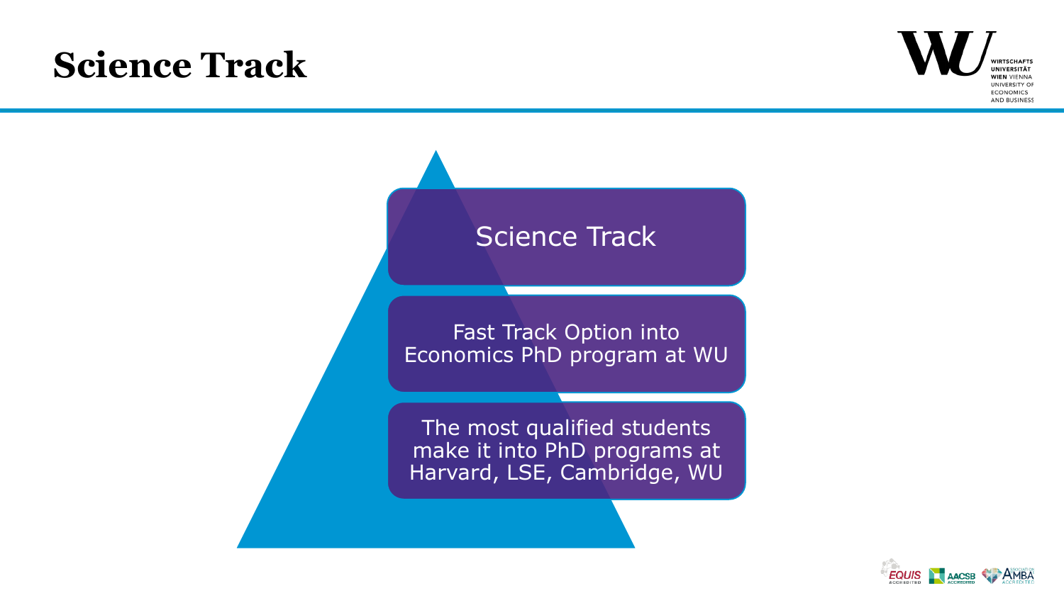# Science Track

Science Track

Fast Track Option into Economics PhD program at WU

The most qualified students make it into PhD programs at Harvard, LSE, Cambridge, WU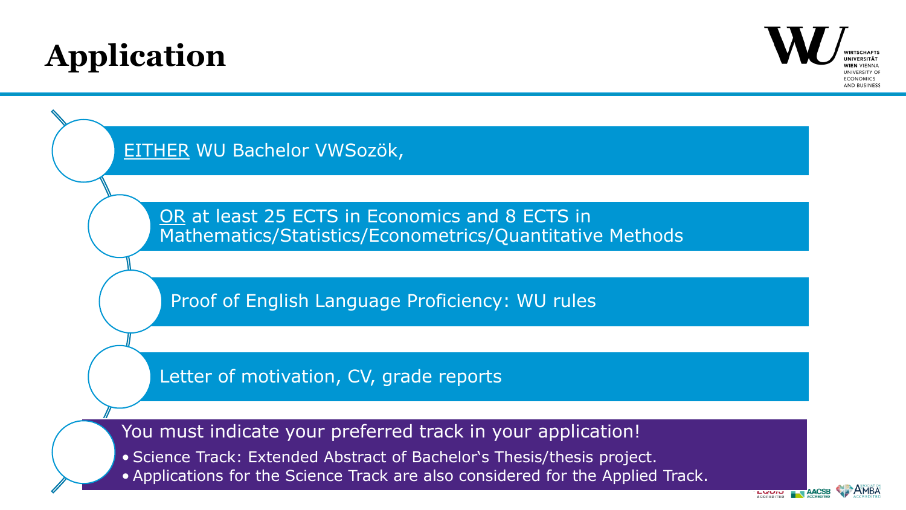# Application

EITHER WU Bachelor VWSozök,

OR at least 25 ECTS in Economics and 8 ECTS in Mathematics/Statistics/Econometrics/Quantitative Methods

Proof of English Language Proficiency: WU rules

Letter of motivation, CV, grade reports

You must indicate your preferred track in your application!

- Science Track: Extended Abstract of Bachelor's Thesis/thesis project.
- Applications for the Science Track are also considered for the Applied Track.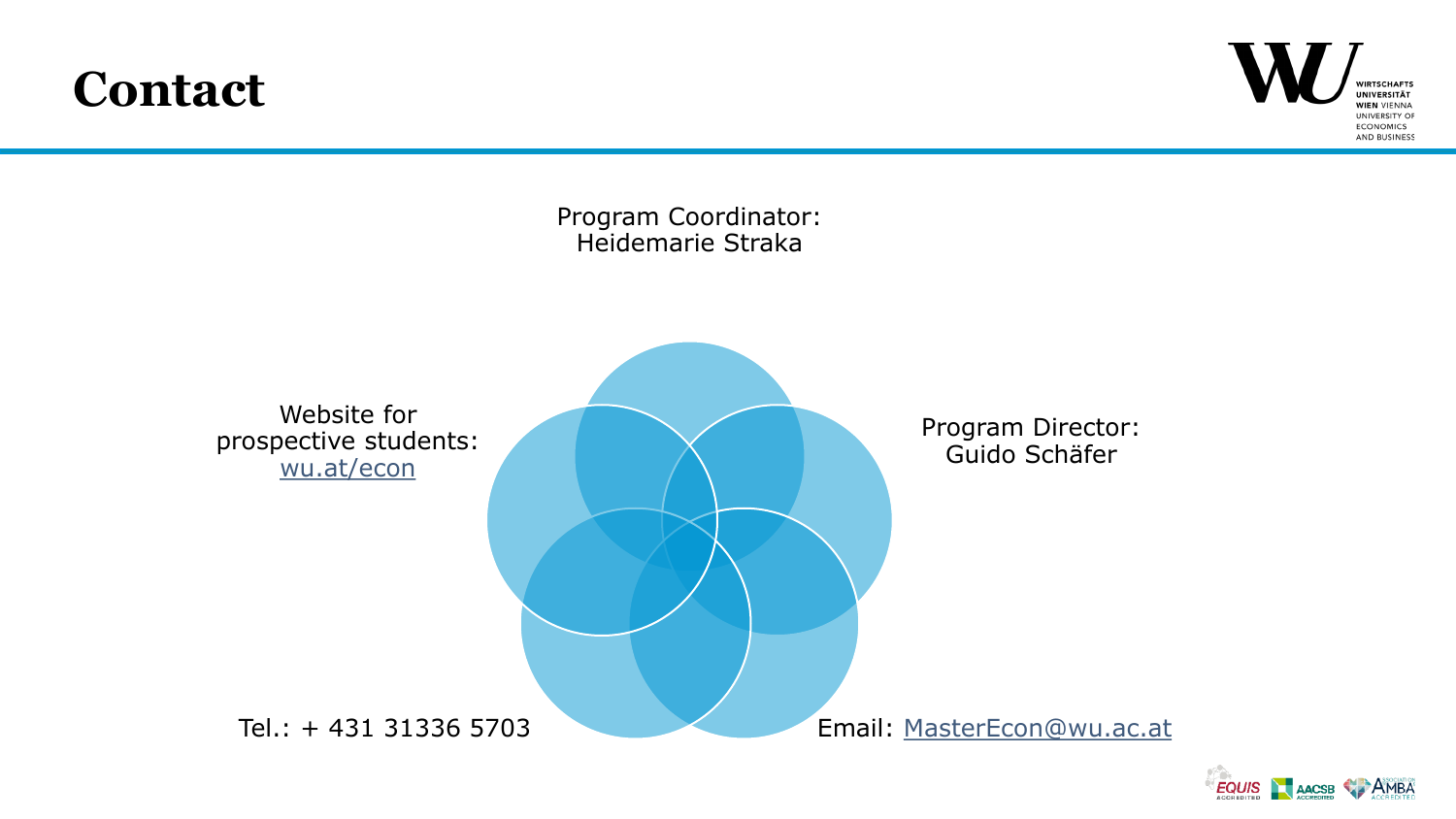# Contact

Program Coordinator:
Heidemarie Straka

Website for prospective students:
wu.at/econ

Program Director:
Guido Schäfer

Tel.: + 431 31336 5703

Email: MasterEcon@wu.ac.at